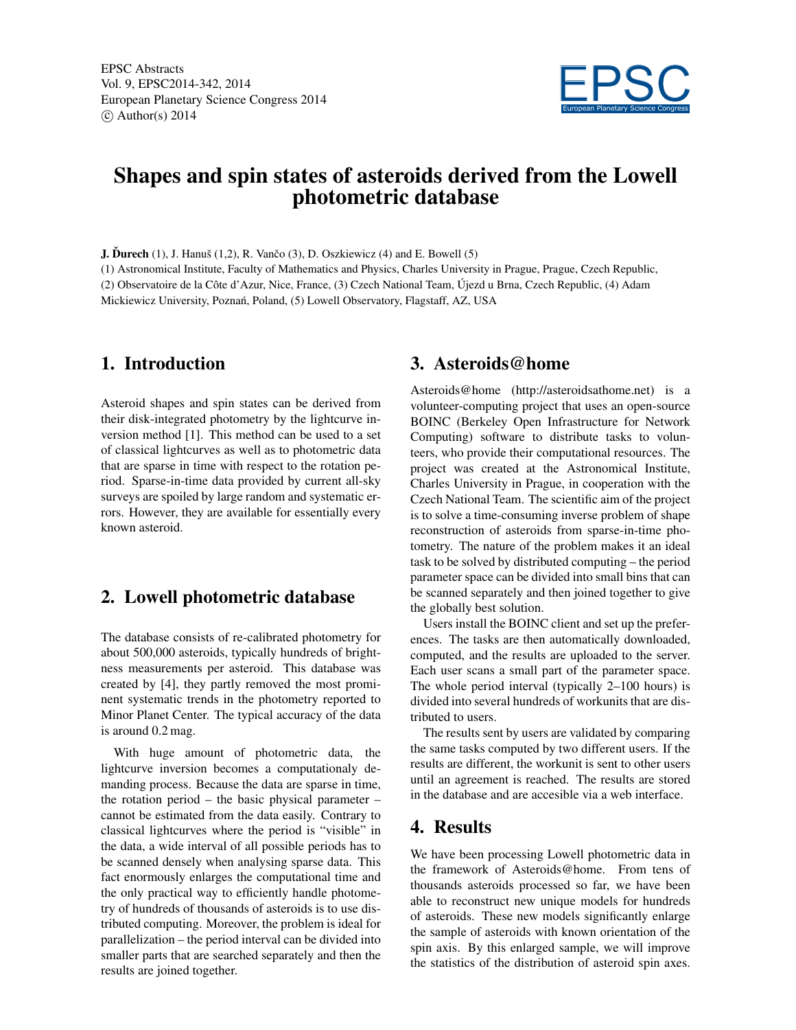EPSC Abstracts
Vol. 9, EPSC2014-342, 2014
European Planetary Science Congress 2014
© Author(s) 2014

# Shapes and spin states of asteroids derived from the Lowell photometric database

**J. Ďurech** (1), J. Hanuš (1,2), R. Vančo (3), D. Oszkiewicz (4) and E. Bowell (5)

(1) Astronomical Institute, Faculty of Mathematics and Physics, Charles University in Prague, Prague, Czech Republic, (2) Observatoire de la Côte d'Azur, Nice, France, (3) Czech National Team, Újezd u Brna, Czech Republic, (4) Adam Mickiewicz University, Poznań, Poland, (5) Lowell Observatory, Flagstaff, AZ, USA

## 1. Introduction

Asteroid shapes and spin states can be derived from their disk-integrated photometry by the lightcurve inversion method [1]. This method can be used to a set of classical lightcurves as well as to photometric data that are sparse in time with respect to the rotation period. Sparse-in-time data provided by current all-sky surveys are spoiled by large random and systematic errors. However, they are available for essentially every known asteroid.

## 2. Lowell photometric database

The database consists of re-calibrated photometry for about 500,000 asteroids, typically hundreds of brightness measurements per asteroid. This database was created by [4], they partly removed the most prominent systematic trends in the photometry reported to Minor Planet Center. The typical accuracy of the data is around 0.2 mag.

With huge amount of photometric data, the lightcurve inversion becomes a computationaly demanding process. Because the data are sparse in time, the rotation period – the basic physical parameter – cannot be estimated from the data easily. Contrary to classical lightcurves where the period is "visible" in the data, a wide interval of all possible periods has to be scanned densely when analysing sparse data. This fact enormously enlarges the computational time and the only practical way to efficiently handle photometry of hundreds of thousands of asteroids is to use distributed computing. Moreover, the problem is ideal for parallelization – the period interval can be divided into smaller parts that are searched separately and then the results are joined together.

## 3. Asteroids@home

Asteroids@home (http://asteroidsathome.net) is a volunteer-computing project that uses an open-source BOINC (Berkeley Open Infrastructure for Network Computing) software to distribute tasks to volunteers, who provide their computational resources. The project was created at the Astronomical Institute, Charles University in Prague, in cooperation with the Czech National Team. The scientific aim of the project is to solve a time-consuming inverse problem of shape reconstruction of asteroids from sparse-in-time photometry. The nature of the problem makes it an ideal task to be solved by distributed computing – the period parameter space can be divided into small bins that can be scanned separately and then joined together to give the globally best solution.

Users install the BOINC client and set up the preferences. The tasks are then automatically downloaded, computed, and the results are uploaded to the server. Each user scans a small part of the parameter space. The whole period interval (typically 2–100 hours) is divided into several hundreds of workunits that are distributed to users.

The results sent by users are validated by comparing the same tasks computed by two different users. If the results are different, the workunit is sent to other users until an agreement is reached. The results are stored in the database and are accesible via a web interface.

## 4. Results

We have been processing Lowell photometric data in the framework of Asteroids@home. From tens of thousands asteroids processed so far, we have been able to reconstruct new unique models for hundreds of asteroids. These new models significantly enlarge the sample of asteroids with known orientation of the spin axis. By this enlarged sample, we will improve the statistics of the distribution of asteroid spin axes.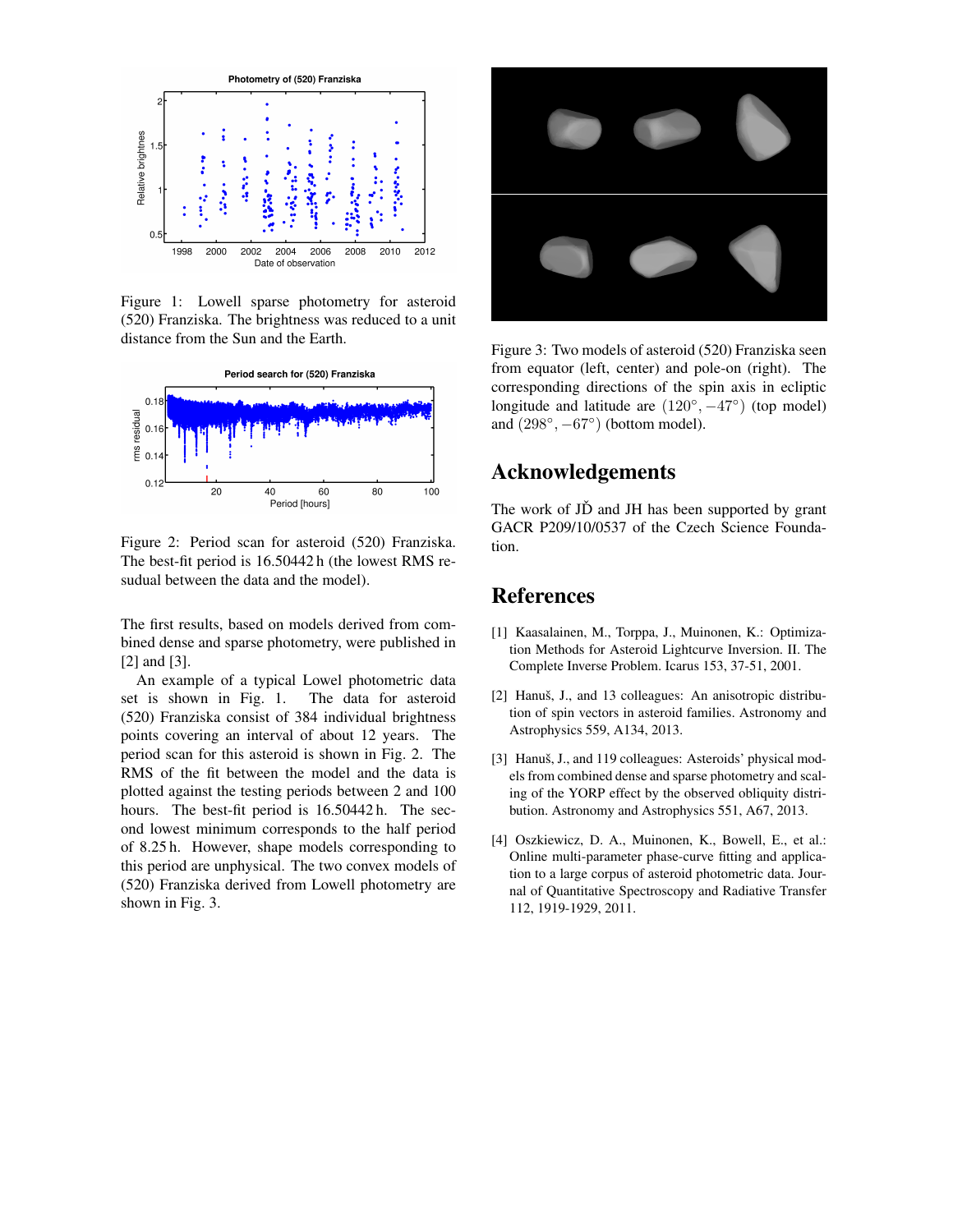Photometry of (520) Franziska

Relative brightnes

2

1.5

1

0.5

1998 2000 2002 2004 2006 2008 2010 2012

Date of observation

Figure 1: Lowell sparse photometry for asteroid (520) Franziska. The brightness was reduced to a unit distance from the Sun and the Earth.

Period search for (520) Franziska

rms residual

0.18

0.16

0.14

0.12

20 40 60 80 100

Period [hours]

Figure 2: Period scan for asteroid (520) Franziska. The best-fit period is 16.50442 h (the lowest RMS resudual between the data and the model).

The first results, based on models derived from combined dense and sparse photometry, were published in [2] and [3].

An example of a typical Lowel photometric data set is shown in Fig. 1. The data for asteroid (520) Franziska consist of 384 individual brightness points covering an interval of about 12 years. The period scan for this asteroid is shown in Fig. 2. The RMS of the fit between the model and the data is plotted against the testing periods between 2 and 100 hours. The best-fit period is 16.50442 h. The second lowest minimum corresponds to the half period of 8.25 h. However, shape models corresponding to this period are unphysical. The two convex models of (520) Franziska derived from Lowell photometry are shown in Fig. 3.

Figure 3: Two models of asteroid (520) Franziska seen from equator (left, center) and pole-on (right). The corresponding directions of the spin axis in ecliptic longitude and latitude are $(120^\circ, -47^\circ)$ (top model) and $(298^\circ, -67^\circ)$ (bottom model).

## Acknowledgements

The work of JĎ and JH has been supported by grant GACR P209/10/0537 of the Czech Science Foundation.

## References

[1] Kaasalainen, M., Torppa, J., Muinonen, K.: Optimization Methods for Asteroid Lightcurve Inversion. II. The Complete Inverse Problem. Icarus 153, 37-51, 2001.

[2] Hanuš, J., and 13 colleagues: An anisotropic distribution of spin vectors in asteroid families. Astronomy and Astrophysics 559, A134, 2013.

[3] Hanuš, J., and 119 colleagues: Asteroids' physical models from combined dense and sparse photometry and scaling of the YORP effect by the observed obliquity distribution. Astronomy and Astrophysics 551, A67, 2013.

[4] Oszkiewicz, D. A., Muinonen, K., Bowell, E., et al.: Online multi-parameter phase-curve fitting and application to a large corpus of asteroid photometric data. Journal of Quantitative Spectroscopy and Radiative Transfer 112, 1919-1929, 2011.